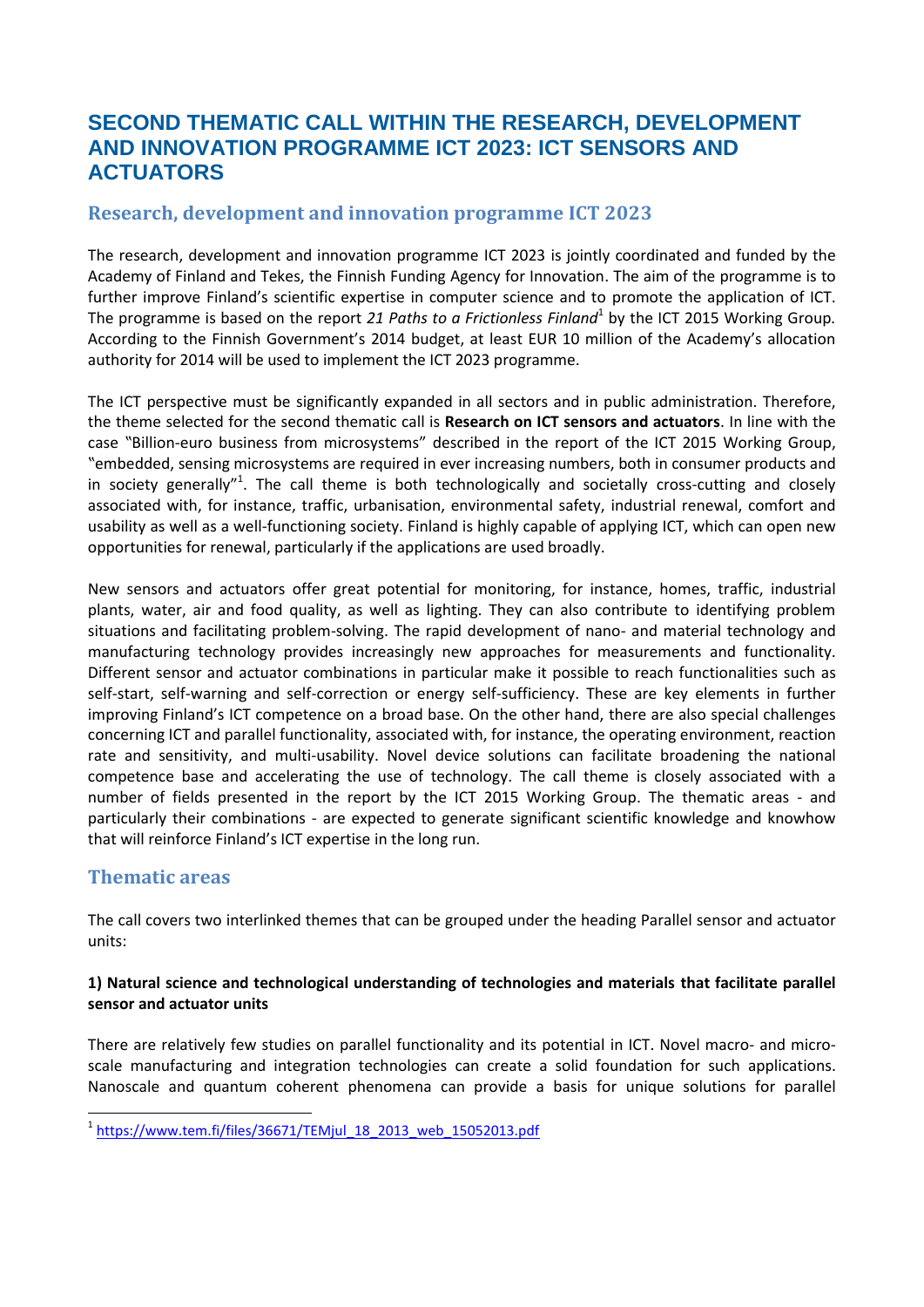# SECOND THEMATIC CALL WITHIN THE RESEARCH, DEVELOPMENT AND INNOVATION PROGRAMME ICT 2023: ICT SENSORS AND ACTUATORS

## Research, development and innovation programme ICT 2023

The research, development and innovation programme ICT 2023 is jointly coordinated and funded by the Academy of Finland and Tekes, the Finnish Funding Agency for Innovation. The aim of the programme is to further improve Finland's scientific expertise in computer science and to promote the application of ICT. The programme is based on the report *21 Paths to a Frictionless Finland*[1] by the ICT 2015 Working Group. According to the Finnish Government's 2014 budget, at least EUR 10 million of the Academy's allocation authority for 2014 will be used to implement the ICT 2023 programme.

The ICT perspective must be significantly expanded in all sectors and in public administration. Therefore, the theme selected for the second thematic call is **Research on ICT sensors and actuators**. In line with the case "Billion-euro business from microsystems" described in the report of the ICT 2015 Working Group, "embedded, sensing microsystems are required in ever increasing numbers, both in consumer products and in society generally"[1]. The call theme is both technologically and societally cross-cutting and closely associated with, for instance, traffic, urbanisation, environmental safety, industrial renewal, comfort and usability as well as a well-functioning society. Finland is highly capable of applying ICT, which can open new opportunities for renewal, particularly if the applications are used broadly.

New sensors and actuators offer great potential for monitoring, for instance, homes, traffic, industrial plants, water, air and food quality, as well as lighting. They can also contribute to identifying problem situations and facilitating problem-solving. The rapid development of nano- and material technology and manufacturing technology provides increasingly new approaches for measurements and functionality. Different sensor and actuator combinations in particular make it possible to reach functionalities such as self-start, self-warning and self-correction or energy self-sufficiency. These are key elements in further improving Finland's ICT competence on a broad base. On the other hand, there are also special challenges concerning ICT and parallel functionality, associated with, for instance, the operating environment, reaction rate and sensitivity, and multi-usability. Novel device solutions can facilitate broadening the national competence base and accelerating the use of technology. The call theme is closely associated with a number of fields presented in the report by the ICT 2015 Working Group. The thematic areas - and particularly their combinations - are expected to generate significant scientific knowledge and knowhow that will reinforce Finland's ICT expertise in the long run.

## Thematic areas

The call covers two interlinked themes that can be grouped under the heading Parallel sensor and actuator units:

**1) Natural science and technological understanding of technologies and materials that facilitate parallel sensor and actuator units**

There are relatively few studies on parallel functionality and its potential in ICT. Novel macro- and micro-scale manufacturing and integration technologies can create a solid foundation for such applications. Nanoscale and quantum coherent phenomena can provide a basis for unique solutions for parallel

---

[1] https://www.tem.fi/files/36671/TEMjul_18_2013_web_15052013.pdf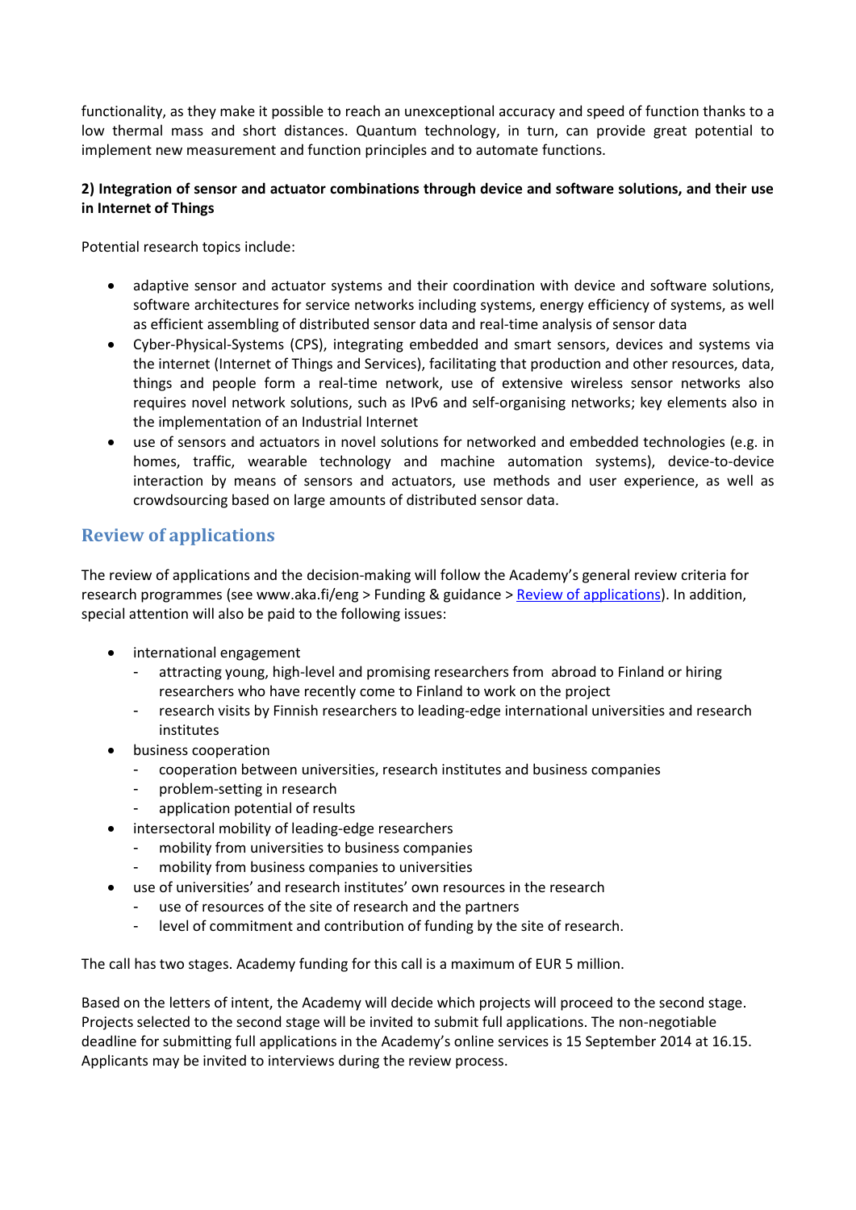functionality, as they make it possible to reach an unexceptional accuracy and speed of function thanks to a low thermal mass and short distances. Quantum technology, in turn, can provide great potential to implement new measurement and function principles and to automate functions.

**2) Integration of sensor and actuator combinations through device and software solutions, and their use in Internet of Things**

Potential research topics include:

- adaptive sensor and actuator systems and their coordination with device and software solutions, software architectures for service networks including systems, energy efficiency of systems, as well as efficient assembling of distributed sensor data and real-time analysis of sensor data
- Cyber-Physical-Systems (CPS), integrating embedded and smart sensors, devices and systems via the internet (Internet of Things and Services), facilitating that production and other resources, data, things and people form a real-time network, use of extensive wireless sensor networks also requires novel network solutions, such as IPv6 and self-organising networks; key elements also in the implementation of an Industrial Internet
- use of sensors and actuators in novel solutions for networked and embedded technologies (e.g. in homes, traffic, wearable technology and machine automation systems), device-to-device interaction by means of sensors and actuators, use methods and user experience, as well as crowdsourcing based on large amounts of distributed sensor data.

## Review of applications

The review of applications and the decision-making will follow the Academy's general review criteria for research programmes (see www.aka.fi/eng > Funding & guidance > Review of applications). In addition, special attention will also be paid to the following issues:

- international engagement
  - attracting young, high-level and promising researchers from abroad to Finland or hiring researchers who have recently come to Finland to work on the project
  - research visits by Finnish researchers to leading-edge international universities and research institutes
- business cooperation
  - cooperation between universities, research institutes and business companies
  - problem-setting in research
  - application potential of results
- intersectoral mobility of leading-edge researchers
  - mobility from universities to business companies
  - mobility from business companies to universities
- use of universities' and research institutes' own resources in the research
  - use of resources of the site of research and the partners
  - level of commitment and contribution of funding by the site of research.

The call has two stages. Academy funding for this call is a maximum of EUR 5 million.

Based on the letters of intent, the Academy will decide which projects will proceed to the second stage. Projects selected to the second stage will be invited to submit full applications. The non-negotiable deadline for submitting full applications in the Academy's online services is 15 September 2014 at 16.15. Applicants may be invited to interviews during the review process.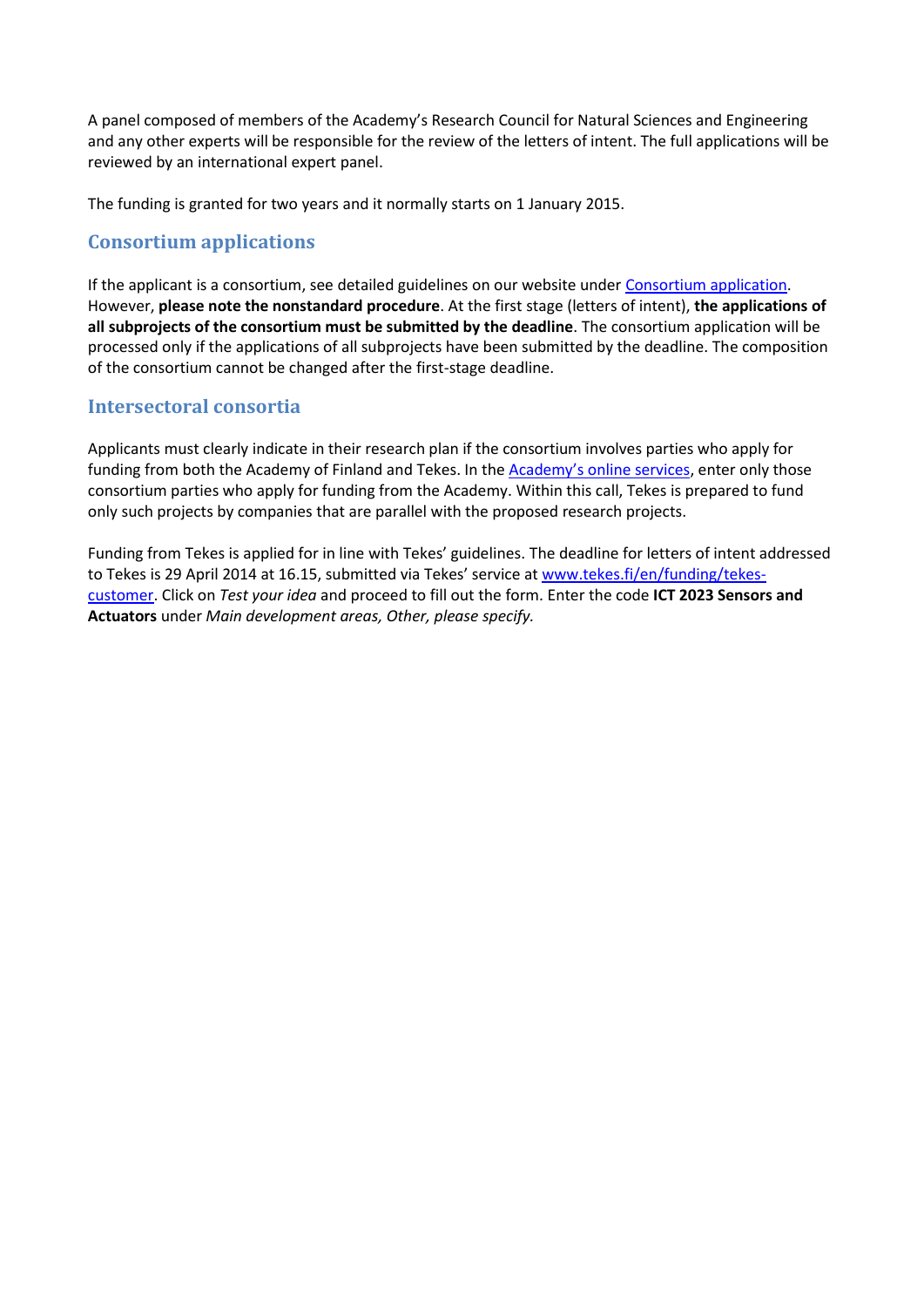A panel composed of members of the Academy's Research Council for Natural Sciences and Engineering and any other experts will be responsible for the review of the letters of intent. The full applications will be reviewed by an international expert panel.

The funding is granted for two years and it normally starts on 1 January 2015.

## Consortium applications

If the applicant is a consortium, see detailed guidelines on our website under [Consortium application](). However, **please note the nonstandard procedure**. At the first stage (letters of intent), **the applications of all subprojects of the consortium must be submitted by the deadline**. The consortium application will be processed only if the applications of all subprojects have been submitted by the deadline. The composition of the consortium cannot be changed after the first-stage deadline.

## Intersectoral consortia

Applicants must clearly indicate in their research plan if the consortium involves parties who apply for funding from both the Academy of Finland and Tekes. In the [Academy's online services](), enter only those consortium parties who apply for funding from the Academy. Within this call, Tekes is prepared to fund only such projects by companies that are parallel with the proposed research projects.

Funding from Tekes is applied for in line with Tekes' guidelines. The deadline for letters of intent addressed to Tekes is 29 April 2014 at 16.15, submitted via Tekes' service at [www.tekes.fi/en/funding/tekes-customer](www.tekes.fi/en/funding/tekes-customer). Click on *Test your idea* and proceed to fill out the form. Enter the code **ICT 2023 Sensors and Actuators** under *Main development areas, Other, please specify.*